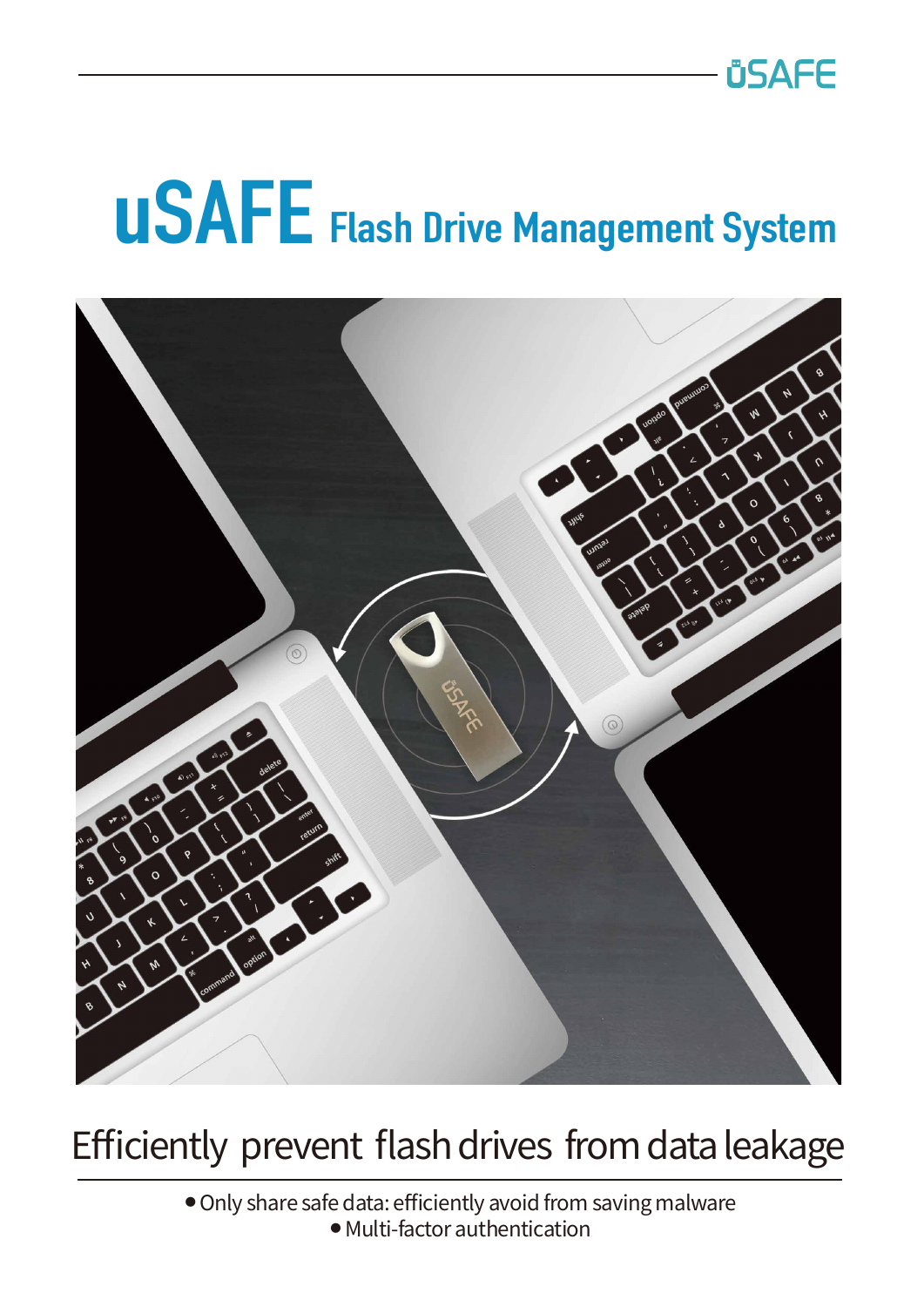# uSAFE Flash Drive Management System

## Efficiently prevent flash drives from data leakage

- Only share safe data: efficiently avoid from saving malware
- Multi-factor authentication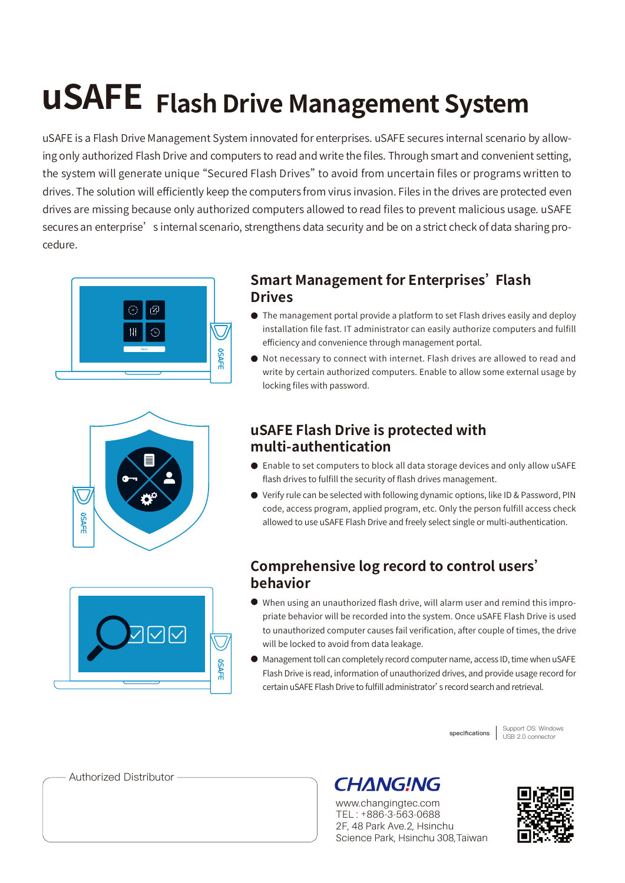# uSAFE Flash Drive Management System

uSAFE is a Flash Drive Management System innovated for enterprises. uSAFE secures internal scenario by allowing only authorized Flash Drive and computers to read and write the files. Through smart and convenient setting, the system will generate unique "Secured Flash Drives" to avoid from uncertain files or programs written to drives. The solution will efficiently keep the computers from virus invasion. Files in the drives are protected even drives are missing because only authorized computers allowed to read files to prevent malicious usage. uSAFE secures an enterprise' s internal scenario, strengthens data security and be on a strict check of data sharing procedure.

## Smart Management for Enterprises' Flash Drives

- The management portal provide a platform to set Flash drives easily and deploy installation file fast. IT administrator can easily authorize computers and fulfill efficiency and convenience through management portal.
- Not necessary to connect with internet. Flash drives are allowed to read and write by certain authorized computers. Enable to allow some external usage by locking files with password.

## uSAFE Flash Drive is protected with multi-authentication

- Enable to set computers to block all data storage devices and only allow uSAFE flash drives to fulfill the security of flash drives management.
- Verify rule can be selected with following dynamic options, like ID & Password, PIN code, access program, applied program, etc. Only the person fulfill access check allowed to use uSAFE Flash Drive and freely select single or multi-authentication.

## Comprehensive log record to control users' behavior

- When using an unauthorized flash drive, will alarm user and remind this improper behavior will be recorded into the system. Once uSAFE Flash Drive is used to unauthorized computer causes fail verification, after couple of times, the drive will be locked to avoid from data leakage.
- Management toll can completely record computer name, access ID, time when uSAFE Flash Drive is read, information of unauthorized drives, and provide usage record for certain uSAFE Flash Drive to fulfill administrator' s record search and retrieval.

specifications | Support OS: Windows
USB 2.0 connector

Authorized Distributor

CHANG!NG

www.changingtec.com
TEL : +886-3-563-0688
2F, 48 Park Ave.2, Hsinchu
Science Park, Hsinchu 308,Taiwan